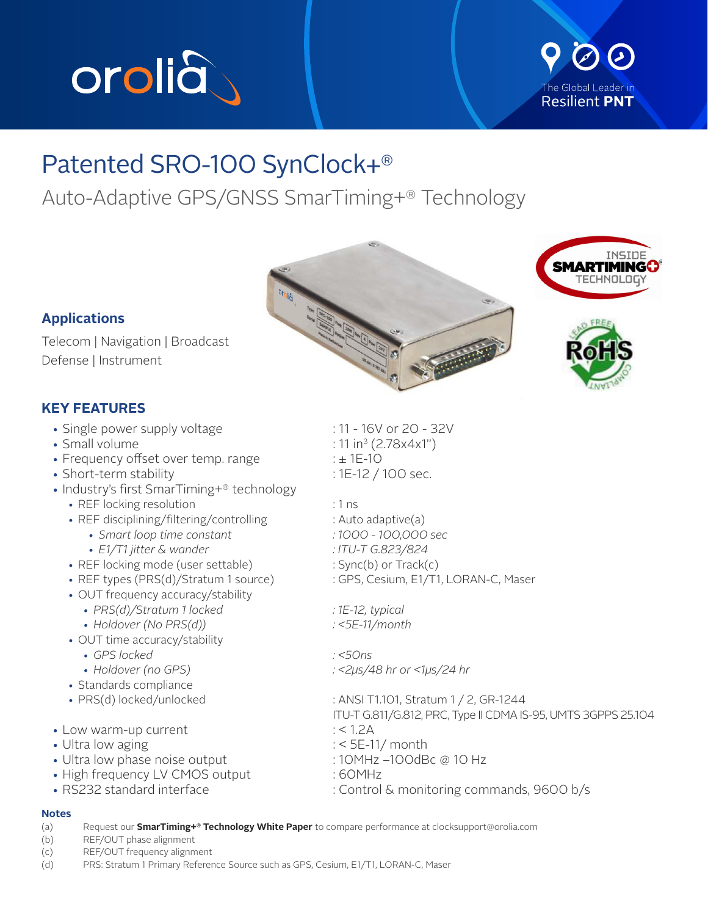# Patented SRO-100 SynClock+®

## Auto-Adaptive GPS/GNSS SmarTiming+® Technology

### Applications

Telecom | Navigation | Broadcast
Defense | Instrument

### KEY FEATURES

- Single power supply voltage : 11 - 16V or 20 - 32V
- Small volume : 11 in³ (2.78x4x1")
- Frequency offset over temp. range : ± 1E-10
- Short-term stability : 1E-12 / 100 sec.
- Industry's first SmarTiming+® technology
  - REF locking resolution : 1 ns
  - REF disciplining/filtering/controlling : Auto adaptive(a)
    - *Smart loop time constant : 1000 - 100,000 sec*
    - *E1/T1 jitter & wander : ITU-T G.823/824*
  - REF locking mode (user settable) : Sync(b) or Track(c)
  - REF types (PRS(d)/Stratum 1 source) : GPS, Cesium, E1/T1, LORAN-C, Maser
  - OUT frequency accuracy/stability
    - *PRS(d)/Stratum 1 locked : 1E-12, typical*
    - *Holdover (No PRS(d)) : <5E-11/month*
  - OUT time accuracy/stability
    - *GPS locked : <50ns*
    - *Holdover (no GPS) : <2µs/48 hr or <1µs/24 hr*
  - Standards compliance
  - PRS(d) locked/unlocked : ANSI T1.101, Stratum 1 / 2, GR-1244 ITU-T G.811/G.812, PRC, Type II CDMA IS-95, UMTS 3GPPS 25.104
- Low warm-up current : < 1.2A
- Ultra low aging : < 5E-11/ month
- Ultra low phase noise output : 10MHz –100dBc @ 10 Hz
- High frequency LV CMOS output : 60MHz
- RS232 standard interface : Control & monitoring commands, 9600 b/s

### Notes

(a) Request our **SmarTiming+® Technology White Paper** to compare performance at clocksupport@orolia.com
(b) REF/OUT phase alignment
(c) REF/OUT frequency alignment
(d) PRS: Stratum 1 Primary Reference Source such as GPS, Cesium, E1/T1, LORAN-C, Maser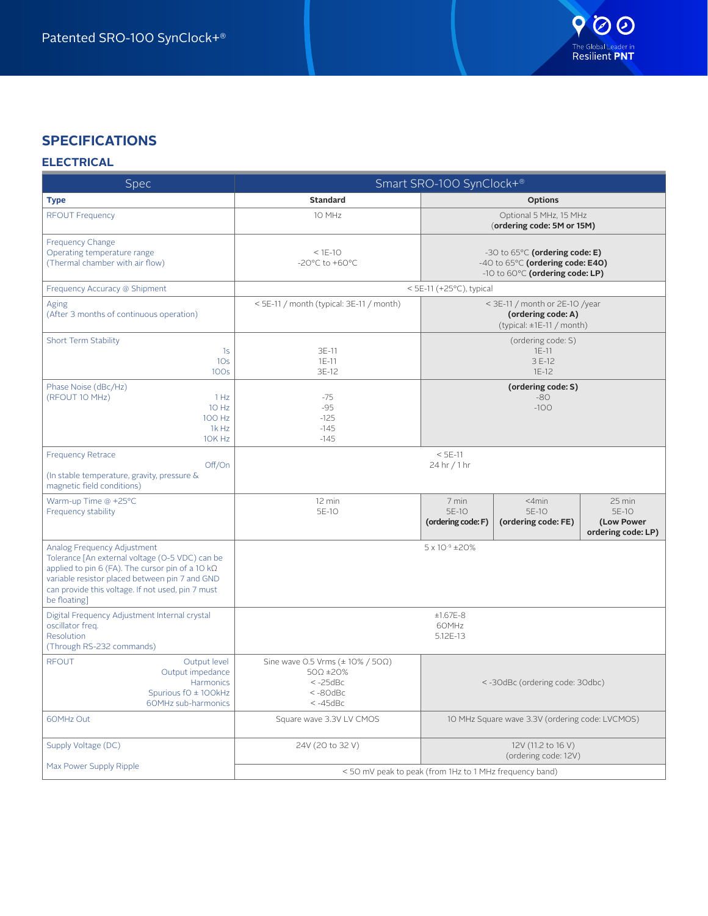## SPECIFICATIONS

### ELECTRICAL

| Spec | Smart SRO-100 SynClock+® | | | |
|---|---|---|---|---|
| **Type** | **Standard** | **Options** | | |
| RFOUT Frequency | 10 MHz | Optional 5 MHz, 15 MHz (**ordering code: 5M or 15M)** | | |
| Frequency Change Operating temperature range (Thermal chamber with air flow) | < 1E-10 -20°C to +60°C | -30 to 65°C **(ordering code: E)** -40 to 65°C **(ordering code: E40)** -10 to 60°C **(ordering code: LP)** | | |
| Frequency Accuracy @ Shipment | < 5E-11 (+25°C), typical | | | |
| Aging (After 3 months of continuous operation) | < 5E-11 / month (typical: 3E-11 / month) | < 3E-11 / month or 2E-10 /year **(ordering code: A)** (typical: ±1E-11 / month) | | |
| Short Term Stability 1s 10s 100s | 3E-11 1E-11 3E-12 | (ordering code: S) 1E-11 3 E-12 1E-12 | | |
| Phase Noise (dBc/Hz) (RFOUT 10 MHz) 1 Hz 10 Hz 100 Hz 1k Hz 10K Hz | -75 -95 -125 -145 -145 | **(ordering code: S)** -80 -100 | | |
| Frequency Retrace Off/On (In stable temperature, gravity, pressure & magnetic field conditions) | < 5E-11 24 hr / 1 hr | | | |
| Warm-up Time @ +25°C Frequency stability | 12 min 5E-10 | 7 min 5E-10 **(ordering code: F)** | <4min 5E-10 **(ordering code: FE)** | 25 min 5E-10 **(Low Power ordering code: LP)** |
| Analog Frequency Adjustment Tolerance [An external voltage (0-5 VDC) can be applied to pin 6 (FA). The cursor pin of a 10 kΩ variable resistor placed between pin 7 and GND can provide this voltage. If not used, pin 7 must be floating] | $5 \times 10^{-9}$ ±20% | | | |
| Digital Frequency Adjustment Internal crystal oscillator freq. Resolution (Through RS-232 commands) | ±1.67E-8 60MHz 5.12E-13 | | | |
| RFOUT Output level Output impedance Harmonics Spurious f0 ± 100kHz 60MHz sub-harmonics | Sine wave 0.5 Vrms (± 10% / 50Ω) 50Ω ±20% < -25dBc < -80dBc < -45dBc | < -30dBc (ordering code: 30dbc) | | |
| 60MHz Out | Square wave 3.3V LV CMOS | 10 MHz Square wave 3.3V (ordering code: LVCMOS) | | |
| Supply Voltage (DC) | 24V (20 to 32 V) | 12V (11.2 to 16 V) (ordering code: 12V) | | |
| Max Power Supply Ripple | < 50 mV peak to peak (from 1Hz to 1 MHz frequency band) | | | |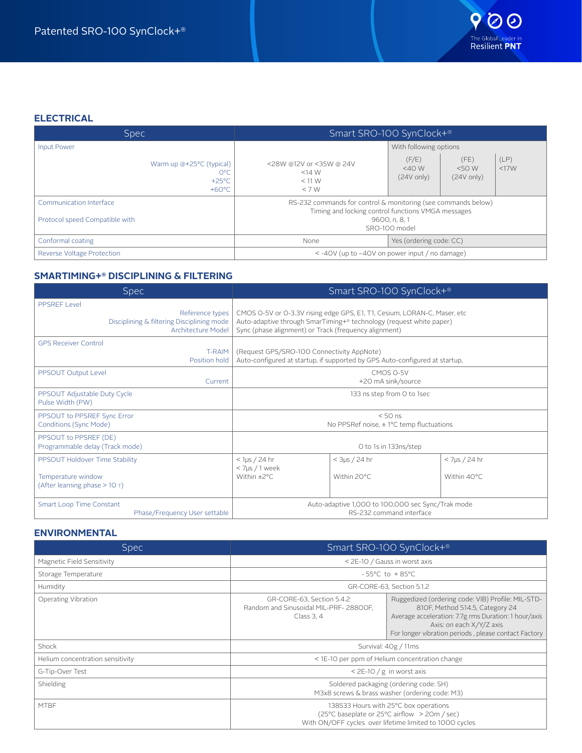## ELECTRICAL

| Spec | Smart SRO-100 SynClock+® | | | |
|---|---|---|---|---|
| Input Power | | With following options | | |
| Warm up @+25°C (typical)<br>0°C<br>+25°C<br>+60°C | <28W @12V or <35W @ 24V<br><14 W<br>< 11 W<br>< 7 W | (F/E)<br><40 W<br>(24V only) | (FE)<br><50 W<br>(24V only) | (LP)<br><17W |
| Communication Interface<br><br>Protocol speed Compatible with | RS-232 commands for control & monitoring (see commands below)<br>Timing and locking control functions VMGA messages<br>9600, n, 8, 1<br>SRO-100 model | | | |
| Conformal coating | None | Yes (ordering code: CC) | | |
| Reverse Voltage Protection | < -40V (up to −40V on power input / no damage) | | | |

## SMARTIMING+® DISCIPLINING & FILTERING

| Spec | Smart SRO-100 SynClock+® | | |
|---|---|---|---|
| PPSREF Level<br>Reference types<br>Disciplining & filtering Disciplining mode<br>Architecture Model | CMOS 0-5V or 0-3.3V rising edge GPS, E1, T1, Cesium, LORAN-C, Maser, etc<br>Auto-adaptive through SmarTiming+® technology (request white paper)<br>Sync (phase alignment) or Track (frequency alignment) | | |
| GPS Receiver Control<br>T-RAIM<br>Position hold | (Request GPS/SRO-100 Connectivity AppNote)<br>Auto-configured at startup, if supported by GPS Auto-configured at startup, | | |
| PPSOUT Output Level<br>Current | CMOS 0-5V<br>+20 mA sink/source | | |
| PPSOUT Adjustable Duty Cycle Pulse Width (PW) | 133 ns step from 0 to 1sec | | |
| PPSOUT to PPSREF Sync Error Conditions (Sync Mode) | < 50 ns<br>No PPSRef noise, ± 1°C temp fluctuations | | |
| PPSOUT to PPSREF (DE) Programmable delay (Track mode) | 0 to 1s in 133ns/step | | |
| PPSOUT Holdover Time Stability<br><br>Temperature window<br>(After learning phase > 10 τ) | < 1µs / 24 hr<br>< 7µs / 1 week<br>Within ±2°C | < 3µs / 24 hr<br><br>Within 20°C | < 7µs / 24 hr<br><br>Within 40°C |
| Smart Loop Time Constant<br>Phase/Frequency User settable | Auto-adaptive 1,000 to 100,000 sec Sync/Trak mode<br>RS-232 command interface | | |

## ENVIRONMENTAL

| Spec | Smart SRO-100 SynClock+® | |
|---|---|---|
| Magnetic Field Sensitivity | < 2E-10 / Gauss in worst axis | |
| Storage Temperature | - 55°C to + 85°C | |
| Humidity | GR-CORE-63, Section 5.1.2 | |
| Operating Vibration | GR-CORE-63, Section 5.4.2<br>Random and Sinusoidal MIL-PRF- 28800F, Class 3, 4 | Ruggedized (ordering code: VIB) Profile: MIL-STD-810F, Method 514.5, Category 24<br>Average acceleration: 7.7g rms Duration: 1 hour/axis<br>Axis: on each X/Y/Z axis<br>For longer vibration periods , please contact Factory |
| Shock | Survival: 40g / 11ms | |
| Helium concentration sensitivity | < 1E-10 per ppm of Helium concentration change | |
| G-Tip-Over Test | < 2E-10 / g in worst axis | |
| Shielding | Soldered packaging (ordering code: SH)<br>M3x8 screws & brass washer (ordering code: M3) | |
| MTBF | 138533 Hours with 25°C box operations<br>(25°C baseplate or 25°C airflow > 20m / sec)<br>With ON/OFF cycles over lifetime limited to 1000 cycles | |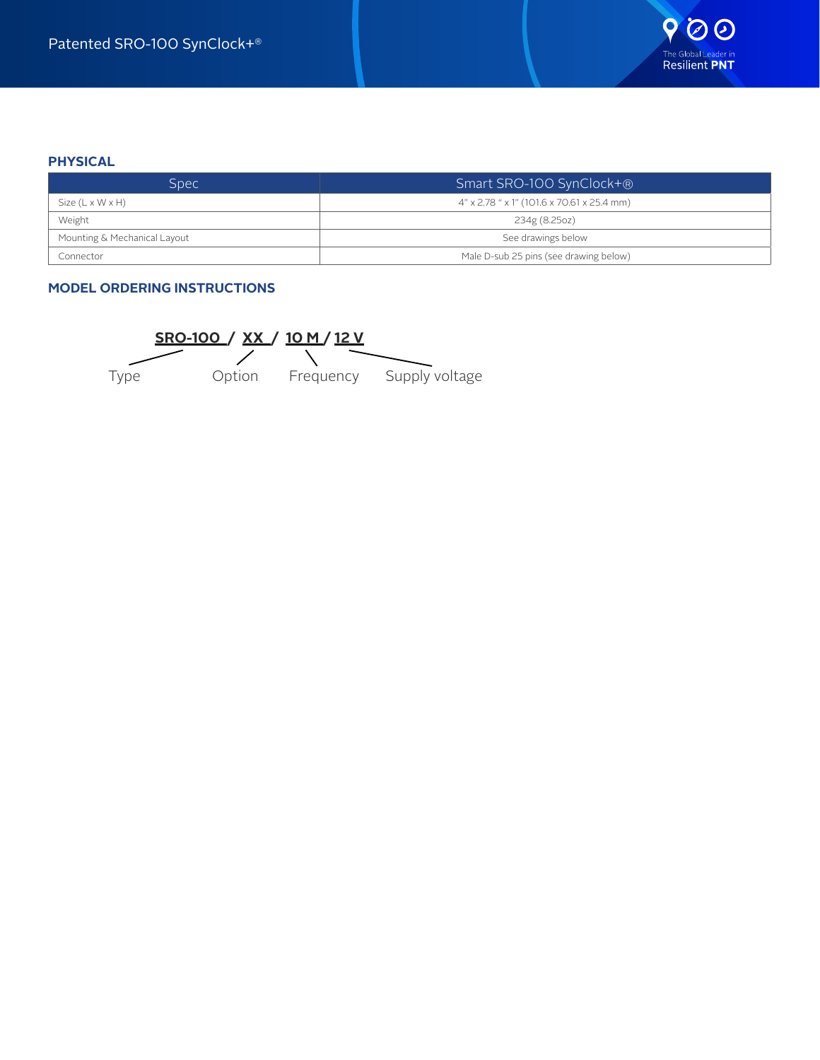## PHYSICAL

| Spec | Smart SRO-100 SynClock+® |
|---|---|
| Size (L x W x H) | 4" x 2.78 " x 1" (101.6 x 70.61 x 25.4 mm) |
| Weight | 234g (8.25oz) |
| Mounting & Mechanical Layout | See drawings below |
| Connector | Male D-sub 25 pins (see drawing below) |

## MODEL ORDERING INSTRUCTIONS

**SRO-100 / XX / 10 M / 12 V**

- SRO-100: Type
- XX: Option
- 10 M: Frequency
- 12 V: Supply voltage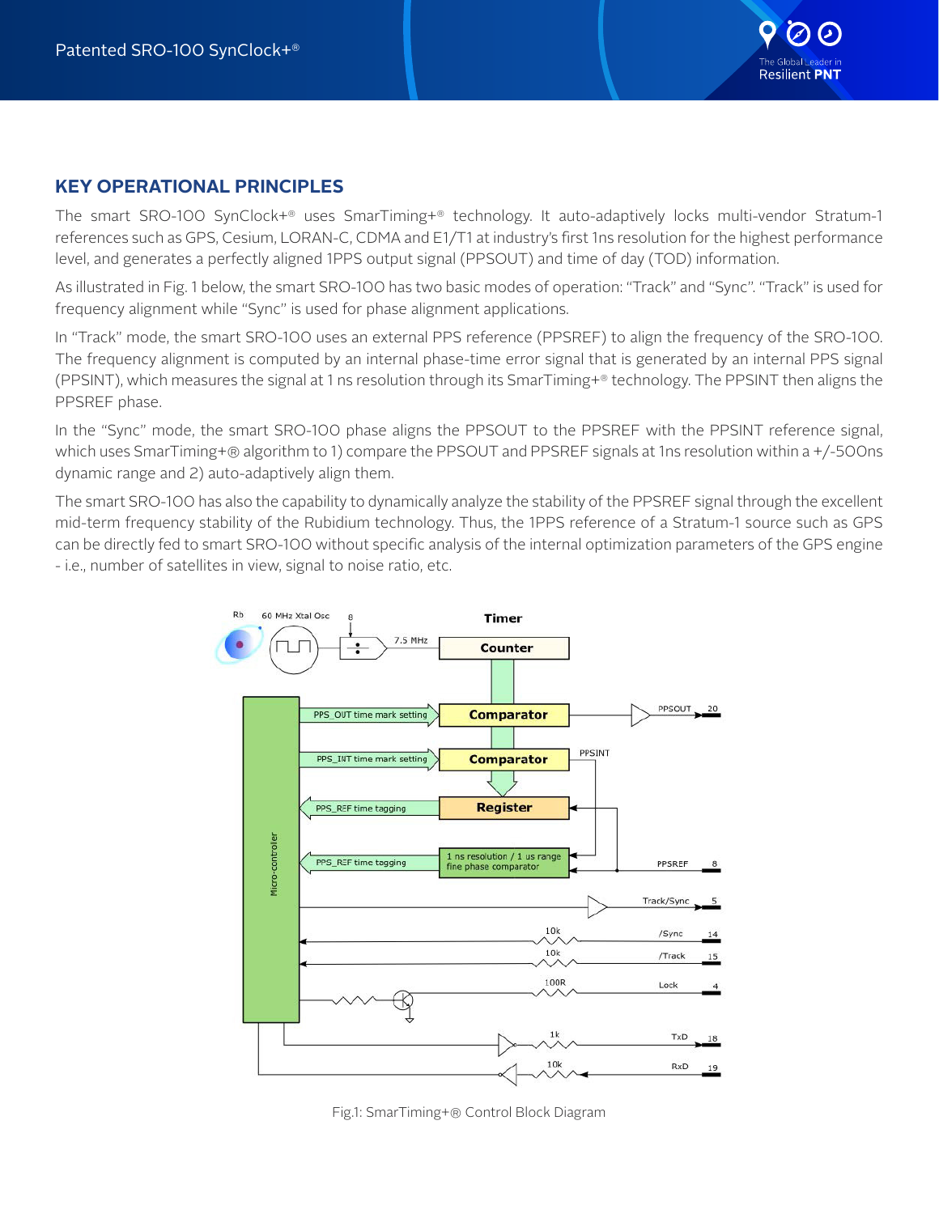## KEY OPERATIONAL PRINCIPLES

The smart SRO-100 SynClock+® uses SmarTiming+® technology. It auto-adaptively locks multi-vendor Stratum-1 references such as GPS, Cesium, LORAN-C, CDMA and E1/T1 at industry's first 1ns resolution for the highest performance level, and generates a perfectly aligned 1PPS output signal (PPSOUT) and time of day (TOD) information.

As illustrated in Fig. 1 below, the smart SRO-100 has two basic modes of operation: "Track" and "Sync". "Track" is used for frequency alignment while "Sync" is used for phase alignment applications.

In "Track" mode, the smart SRO-100 uses an external PPS reference (PPSREF) to align the frequency of the SRO-100. The frequency alignment is computed by an internal phase-time error signal that is generated by an internal PPS signal (PPSINT), which measures the signal at 1 ns resolution through its SmarTiming+® technology. The PPSINT then aligns the PPSREF phase.

In the "Sync" mode, the smart SRO-100 phase aligns the PPSOUT to the PPSREF with the PPSINT reference signal, which uses SmarTiming+® algorithm to 1) compare the PPSOUT and PPSREF signals at 1ns resolution within a +/-500ns dynamic range and 2) auto-adaptively align them.

The smart SRO-100 has also the capability to dynamically analyze the stability of the PPSREF signal through the excellent mid-term frequency stability of the Rubidium technology. Thus, the 1PPS reference of a Stratum-1 source such as GPS can be directly fed to smart SRO-100 without specific analysis of the internal optimization parameters of the GPS engine - i.e., number of satellites in view, signal to noise ratio, etc.

Fig.1: SmarTiming+® Control Block Diagram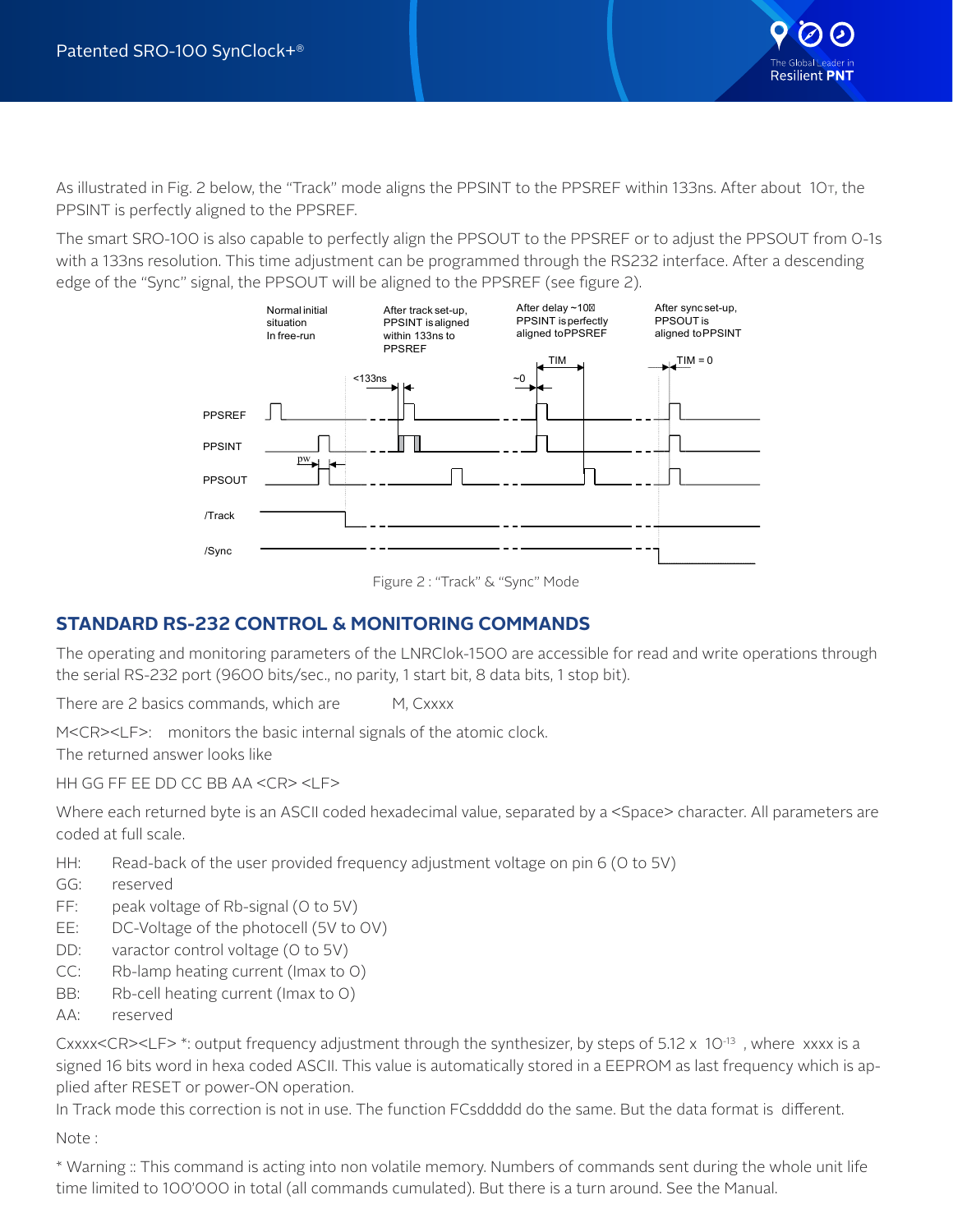As illustrated in Fig. 2 below, the “Track” mode aligns the PPSINT to the PPSREF within 133ns. After about 10τ, the PPSINT is perfectly aligned to the PPSREF.

The smart SRO-100 is also capable to perfectly align the PPSOUT to the PPSREF or to adjust the PPSOUT from 0-1s with a 133ns resolution. This time adjustment can be programmed through the RS232 interface. After a descending edge of the “Sync” signal, the PPSOUT will be aligned to the PPSREF (see figure 2).

Figure 2 : “Track” & “Sync” Mode

## STANDARD RS-232 CONTROL & MONITORING COMMANDS

The operating and monitoring parameters of the LNRClok-1500 are accessible for read and write operations through the serial RS-232 port (9600 bits/sec., no parity, 1 start bit, 8 data bits, 1 stop bit).

There are 2 basics commands, which are M, Cxxxx

M<CR><LF>: monitors the basic internal signals of the atomic clock.
The returned answer looks like

HH GG FF EE DD CC BB AA <CR> <LF>

Where each returned byte is an ASCII coded hexadecimal value, separated by a <Space> character. All parameters are coded at full scale.

- HH: Read-back of the user provided frequency adjustment voltage on pin 6 (0 to 5V)
- GG: reserved
- FF: peak voltage of Rb-signal (0 to 5V)
- EE: DC-Voltage of the photocell (5V to 0V)
- DD: varactor control voltage (0 to 5V)
- CC: Rb-lamp heating current (Imax to 0)
- BB: Rb-cell heating current (Imax to 0)
- AA: reserved

Cxxxx<CR><LF> *: output frequency adjustment through the synthesizer, by steps of $5.12 \times 10^{-13}$ , where xxxx is a signed 16 bits word in hexa coded ASCII. This value is automatically stored in a EEPROM as last frequency which is applied after RESET or power-ON operation.
In Track mode this correction is not in use. The function FCsddddd do the same. But the data format is different.

Note :

* Warning :: This command is acting into non volatile memory. Numbers of commands sent during the whole unit life time limited to 100’000 in total (all commands cumulated). But there is a turn around. See the Manual.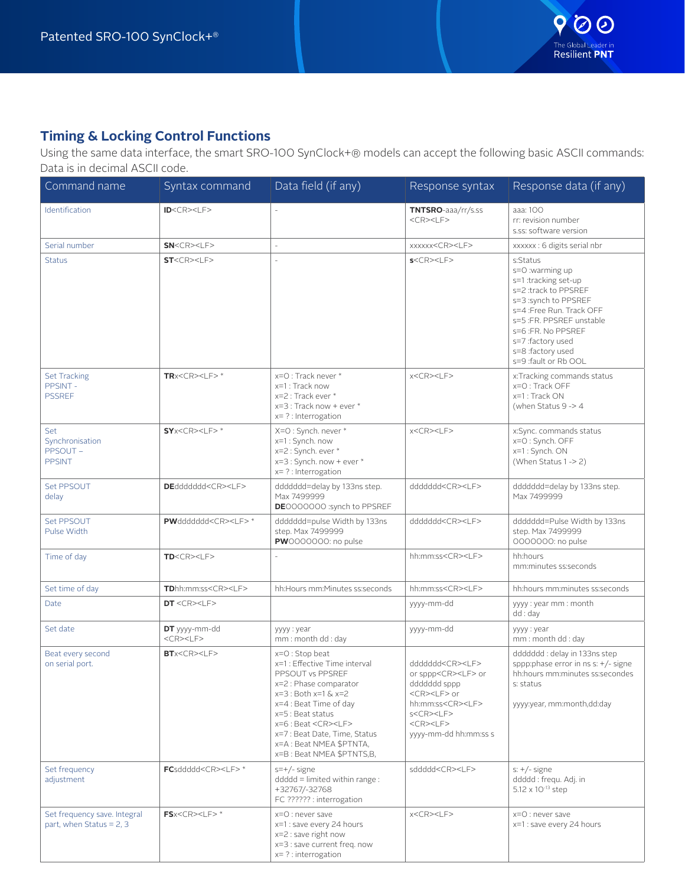## Timing & Locking Control Functions

Using the same data interface, the smart SRO-100 SynClock+® models can accept the following basic ASCII commands: Data is in decimal ASCII code.

| Command name | Syntax command | Data field (if any) | Response syntax | Response data (if any) |
|---|---|---|---|---|
| Identification | **ID**<CR><LF> | - | **TNTSRO**-aaa/rr/s.ss <CR><LF> | aaa: 100<br>rr: revision number<br>s.ss: software version |
| Serial number | **SN**<CR><LF> | - | xxxxxx<CR><LF> | xxxxxx : 6 digits serial nbr |
| Status | **ST**<CR><LF> | - | **s**<CR><LF> | s:Status<br>s=0 :warming up<br>s=1 :tracking set-up<br>s=2 :track to PPSREF<br>s=3 :synch to PPSREF<br>s=4 :Free Run. Track OFF<br>s=5 :FR. PPSREF unstable<br>s=6 :FR. No PPSREF<br>s=7 :factory used<br>s=8 :factory used<br>s=9 :fault or Rb OOL |
| Set Tracking PPSINT - PSSREF | **TR**x<CR><LF> * | x=0 : Track never *<br>x=1 : Track now<br>x=2 : Track ever *<br>x=3 : Track now + ever *<br>x= ? : Interrogation | x<CR><LF> | x:Tracking commands status<br>x=0 : Track OFF<br>x=1 : Track ON<br>(when Status 9 -> 4 |
| Set Synchronisation PPSOUT – PPSINT | **SY**x<CR><LF> * | X=0 : Synch. never *<br>x=1 : Synch. now<br>x=2 : Synch. ever *<br>x=3 : Synch. now + ever *<br>x= ? : Interrogation | x<CR><LF> | x:Sync. commands status<br>x=0 : Synch. OFF<br>x=1 : Synch. ON<br>(When Status 1 -> 2) |
| Set PPSOUT delay | **DE**ddddddd<CR><LF> | ddddddd=delay by 133ns step. Max 7499999<br>**DE**0000000 :synch to PPSREF | ddddddd<CR><LF> | ddddddd=delay by 133ns step. Max 7499999 |
| Set PPSOUT Pulse Width | **PW**ddddddd<CR><LF> * | ddddddd=pulse Width by 133ns step. Max 7499999<br>**PW**0000000: no pulse | ddddddd<CR><LF> | ddddddd=Pulse Width by 133ns step. Max 7499999<br>0000000: no pulse |
| Time of day | **TD**<CR><LF> | - | hh:mm:ss<CR><LF> | hh:hours<br>mm:minutes ss:seconds |
| Set time of day | **TD**hh:mm:ss<CR><LF> | hh:Hours mm:Minutes ss:seconds | hh:mm:ss<CR><LF> | hh:hours mm:minutes ss:seconds |
| Date | **DT** <CR><LF> | | yyyy-mm-dd | yyyy : year mm : month<br>dd : day |
| Set date | **DT** yyyy-mm-dd <CR><LF> | yyyy : year<br>mm : month dd : day | yyyy-mm-dd | yyyy : year<br>mm : month dd : day |
| Beat every second on serial port. | **BT**x<CR><LF> | x=0 : Stop beat<br>x=1 : Effective Time interval PPSOUT vs PPSREF<br>x=2 : Phase comparator<br>x=3 : Both x=1 & x=2<br>x=4 : Beat Time of day<br>x=5 : Beat status<br>x=6 : Beat <CR><LF><br>x=7 : Beat Date, Time, Status<br>x=A : Beat NMEA $PTNTA,<br>x=B : Beat NMEA $PTNTS,B, | ddddddd<CR><LF> or sppp<CR><LF> or ddddddd sppp <CR><LF> or hh:mm:ss<CR><LF> s<CR><LF> <CR><LF> yyyy-mm-dd hh:mm:ss s | ddddddd : delay in 133ns step<br>sppp:phase error in ns s: +/- signe<br>hh:hours mm:minutes ss:secondes<br>s: status<br><br>yyyy:year, mm:month,dd:day |
| Set frequency adjustment | **FC**sddddd<CR><LF> * | s=+/- signe<br>ddddd = limited within range : +32767/-32768<br>FC ?????? : interrogation | sddddd<CR><LF> | s: +/- signe<br>ddddd : frequ. Adj. in $5.12 \times 10^{-13}$ step |
| Set frequency save. Integral part, when Status = 2, 3 | **FS**x<CR><LF> * | x=0 : never save<br>x=1 : save every 24 hours<br>x=2 : save right now<br>x=3 : save current freq. now<br>x= ? : interrogation | x<CR><LF> | x=0 : never save<br>x=1 : save every 24 hours |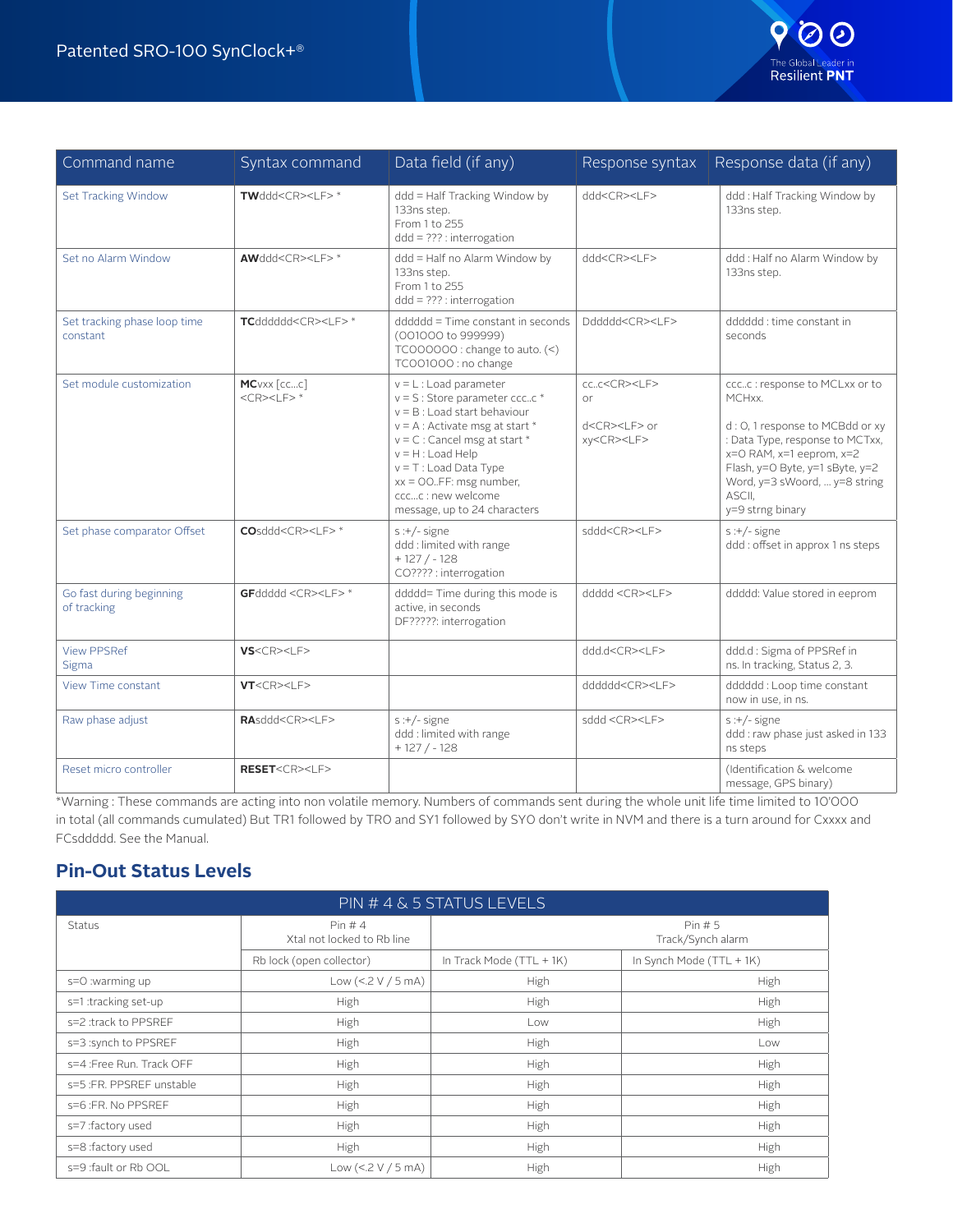| Command name | Syntax command | Data field (if any) | Response syntax | Response data (if any) |
|---|---|---|---|---|
| Set Tracking Window | **TW**ddd<CR><LF> * | ddd = Half Tracking Window by 133ns step.<br>From 1 to 255<br>ddd = ??? : interrogation | ddd<CR><LF> | ddd : Half Tracking Window by 133ns step. |
| Set no Alarm Window | **AW**ddd<CR><LF> * | ddd = Half no Alarm Window by 133ns step.<br>From 1 to 255<br>ddd = ??? : interrogation | ddd<CR><LF> | ddd : Half no Alarm Window by 133ns step. |
| Set tracking phase loop time constant | **TC**dddddd<CR><LF> * | dddddd = Time constant in seconds (001000 to 999999)<br>TC000000 : change to auto. (<)<br>TC001000 : no change | Dddddd<CR><LF> | dddddd : time constant in seconds |
| Set module customization | **MC**vxx [cc...c] <CR><LF> * | v = L : Load parameter<br>v = S : Store parameter ccc..c *<br>v = B : Load start behaviour<br>v = A : Activate msg at start *<br>v = C : Cancel msg at start *<br>v = H : Load Help<br>v = T : Load Data Type<br>xx = 00..FF: msg number,<br>ccc...c : new welcome message, up to 24 characters | cc..c<CR><LF><br>or<br><br>d<CR><LF> or xy<CR><LF> | ccc..c : response to MCLxx or to MCHxx.<br><br>d : 0, 1 response to MCBdd or xy : Data Type, response to MCTxx, x=0 RAM, x=1 eeprom, x=2 Flash, y=0 Byte, y=1 sByte, y=2 Word, y=3 sWoord, ... y=8 string ASCII,<br>y=9 strng binary |
| Set phase comparator Offset | **CO**sddd<CR><LF> * | s :+/- signe<br>ddd : limited with range<br>+ 127 / - 128<br>CO???? : interrogation | sddd<CR><LF> | s :+/- signe<br>ddd : offset in approx 1 ns steps |
| Go fast during beginning of tracking | **GF**ddddd <CR><LF> * | ddddd= Time during this mode is active, in seconds<br>DF?????: interrogation | ddddd <CR><LF> | ddddd: Value stored in eeprom |
| View PPSRef Sigma | **VS**<CR><LF> | | ddd.d<CR><LF> | ddd.d : Sigma of PPSRef in ns. In tracking, Status 2, 3. |
| View Time constant | **VT**<CR><LF> | | dddddd<CR><LF> | dddddd : Loop time constant now in use, in ns. |
| Raw phase adjust | **RA**sddd<CR><LF> | s :+/- signe<br>ddd : limited with range<br>+ 127 / - 128 | sddd <CR><LF> | s :+/- signe<br>ddd : raw phase just asked in 133 ns steps |
| Reset micro controller | **RESET**<CR><LF> | | | (Identification & welcome message, GPS binary) |

*Warning : These commands are acting into non volatile memory. Numbers of commands sent during the whole unit life time limited to 10'000 in total (all commands cumulated) But TR1 followed by TR0 and SY1 followed by SY0 don't write in NVM and there is a turn around for Cxxxx and FCsddddd. See the Manual.

## Pin-Out Status Levels

| PIN # 4 & 5 STATUS LEVELS | | | |
|---|---|---|---|
| Status | Pin # 4<br>Xtal not locked to Rb line | Pin # 5<br>Track/Synch alarm | |
| | Rb lock (open collector) | In Track Mode (TTL + 1K) | In Synch Mode (TTL + 1K) |
| s=0 :warming up | Low (<.2 V / 5 mA) | High | High |
| s=1 :tracking set-up | High | High | High |
| s=2 :track to PPSREF | High | Low | High |
| s=3 :synch to PPSREF | High | High | Low |
| s=4 :Free Run. Track OFF | High | High | High |
| s=5 :FR. PPSREF unstable | High | High | High |
| s=6 :FR. No PPSREF | High | High | High |
| s=7 :factory used | High | High | High |
| s=8 :factory used | High | High | High |
| s=9 :fault or Rb OOL | Low (<.2 V / 5 mA) | High | High |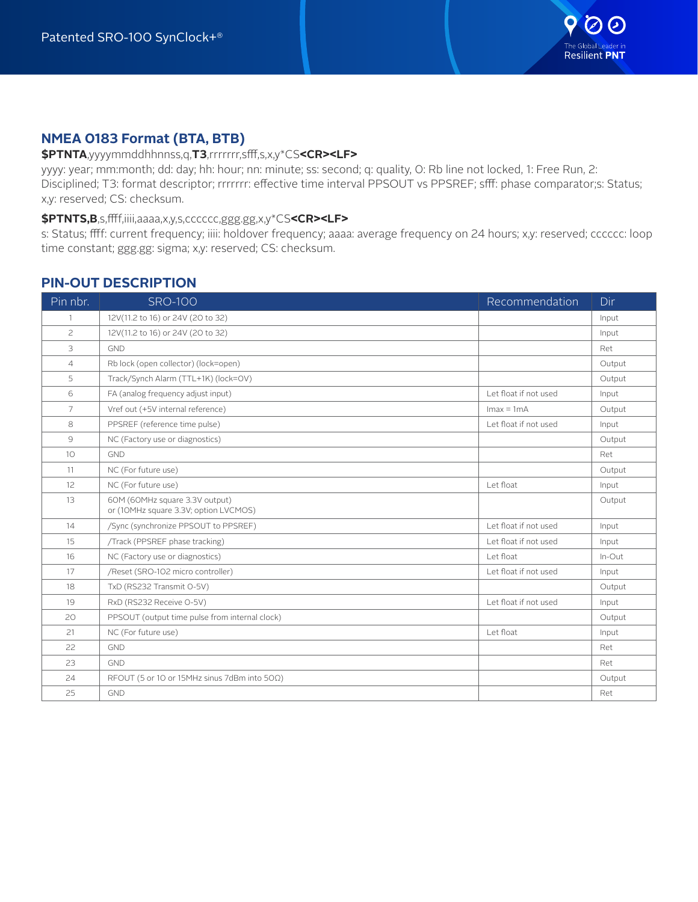## NMEA 0183 Format (BTA, BTB)

**$PTNTA**,yyyymmddhhnnss,q,**T3**,rrrrrrr,sfff,s,x,y*CS**<CR><LF>**

yyyy: year; mm:month; dd: day; hh: hour; nn: minute; ss: second; q: quality, 0: Rb line not locked, 1: Free Run, 2: Disciplined; T3: format descriptor; rrrrrrr: effective time interval PPSOUT vs PPSREF; sfff: phase comparator;s: Status; x,y: reserved; CS: checksum.

**$PTNTS,B**,s,ffff,iiii,aaaa,x,y,s,cccccc,ggg.gg,x,y*CS**<CR><LF>**

s: Status; ffff: current frequency; iiii: holdover frequency; aaaa: average frequency on 24 hours; x,y: reserved; cccccc: loop time constant; ggg.gg: sigma; x,y: reserved; CS: checksum.

## PIN-OUT DESCRIPTION

| Pin nbr. | SRO-100 | Recommendation | Dir |
|---|---|---|---|
| 1 | 12V(11.2 to 16) or 24V (20 to 32) | | Input |
| 2 | 12V(11.2 to 16) or 24V (20 to 32) | | Input |
| 3 | GND | | Ret |
| 4 | Rb lock (open collector) (lock=open) | | Output |
| 5 | Track/Synch Alarm (TTL+1K) (lock=0V) | | Output |
| 6 | FA (analog frequency adjust input) | Let float if not used | Input |
| 7 | Vref out (+5V internal reference) | Imax = 1mA | Output |
| 8 | PPSREF (reference time pulse) | Let float if not used | Input |
| 9 | NC (Factory use or diagnostics) | | Output |
| 10 | GND | | Ret |
| 11 | NC (For future use) | | Output |
| 12 | NC (For future use) | Let float | Input |
| 13 | 60M (60MHz square 3.3V output)<br>or (10MHz square 3.3V; option LVCMOS) | | Output |
| 14 | /Sync (synchronize PPSOUT to PPSREF) | Let float if not used | Input |
| 15 | /Track (PPSREF phase tracking) | Let float if not used | Input |
| 16 | NC (Factory use or diagnostics) | Let float | In-Out |
| 17 | /Reset (SRO-102 micro controller) | Let float if not used | Input |
| 18 | TxD (RS232 Transmit 0-5V) | | Output |
| 19 | RxD (RS232 Receive 0-5V) | Let float if not used | Input |
| 20 | PPSOUT (output time pulse from internal clock) | | Output |
| 21 | NC (For future use) | Let float | Input |
| 22 | GND | | Ret |
| 23 | GND | | Ret |
| 24 | RFOUT (5 or 10 or 15MHz sinus 7dBm into 50Ω) | | Output |
| 25 | GND | | Ret |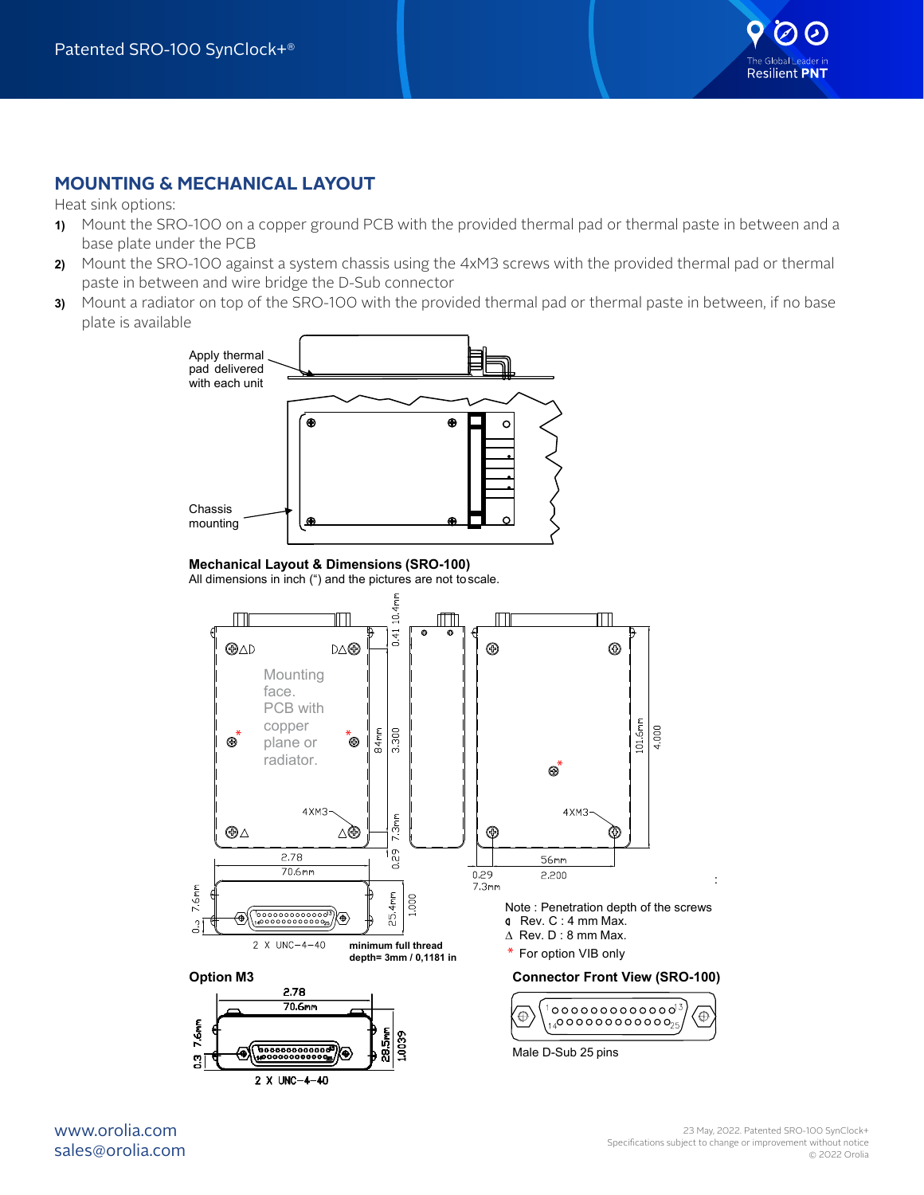## MOUNTING & MECHANICAL LAYOUT

Heat sink options:

1) Mount the SRO-100 on a copper ground PCB with the provided thermal pad or thermal paste in between and a base plate under the PCB
2) Mount the SRO-100 against a system chassis using the 4xM3 screws with the provided thermal pad or thermal paste in between and wire bridge the D-Sub connector
3) Mount a radiator on top of the SRO-100 with the provided thermal pad or thermal paste in between, if no base plate is available

Apply thermal pad delivered with each unit

Chassis mounting

**Mechanical Layout & Dimensions (SRO-100)**

All dimensions in inch (") and the pictures are not to scale.

Mounting face. PCB with copper plane or radiator.

4XM3

2.78
70.6mm

0.41 10.4mm
84mm 3.300
7.3mm 0.29

101.6mm 4.000

0.29
7.3mm

56mm
2.200

7.6mm
0.3

25.4mm 1.000

2 X UNC-4-40

minimum full thread depth= 3mm / 0,1181 in

Note : Penetration depth of the screws
Rev. C : 4 mm Max.
Δ Rev. D : 8 mm Max.
* For option VIB only

**Option M3**

2.78
70.6mm

7.6mm
0.3

28.5mm 1.0039

2 X UNC-4-40

**Connector Front View (SRO-100)**

1 13
14 25

Male D-Sub 25 pins